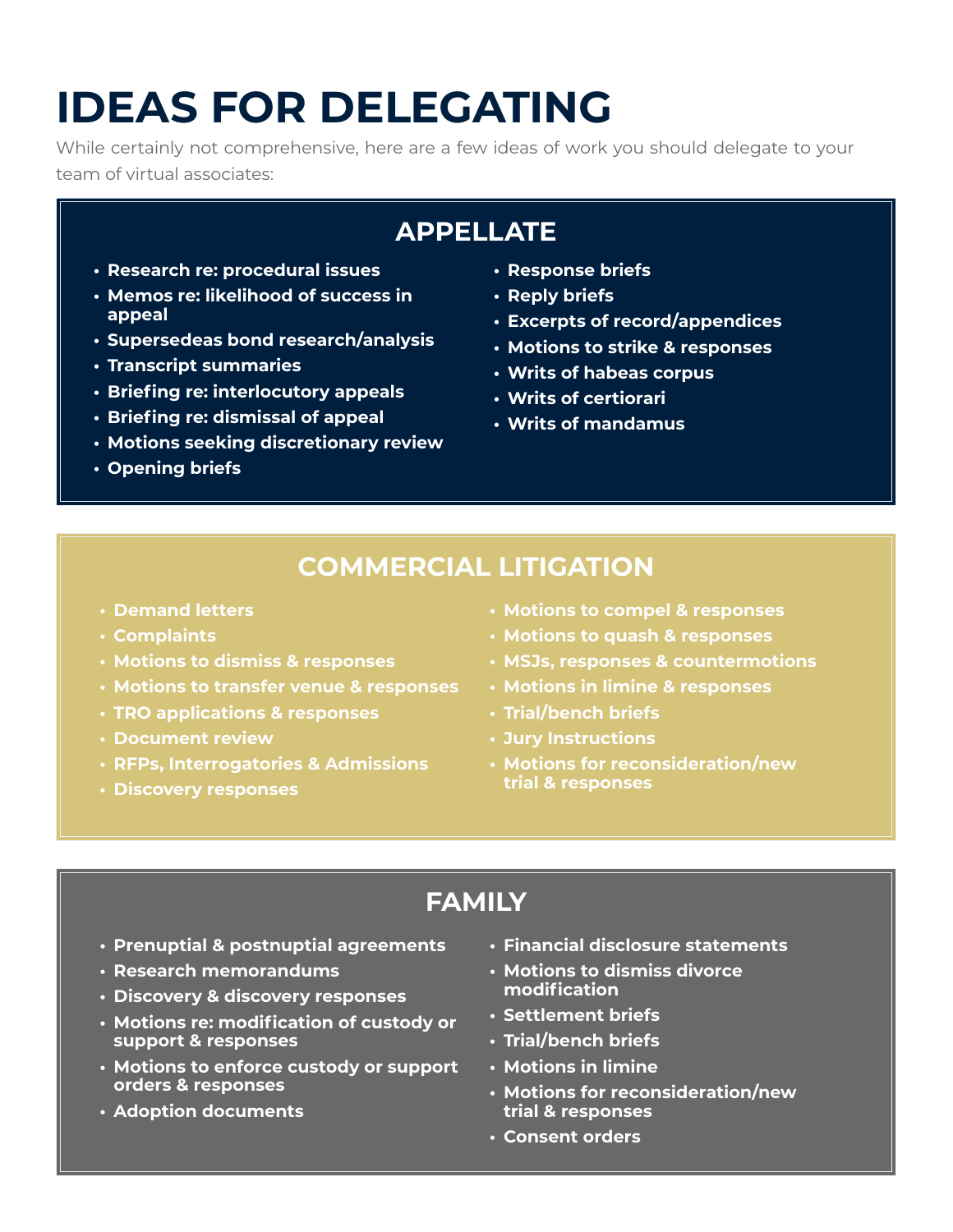# IDEAS FOR DELEGATING

While certainly not comprehensive, here are a few ideas of work you should delegate to your team of virtual associates:

## APPELLATE

- **Research re: procedural issues**
- **Memos re: likelihood of success in appeal**
- **Supersedeas bond research/analysis**
- **Transcript summaries**
- **Briefing re: interlocutory appeals**
- **Briefing re: dismissal of appeal**
- **Motions seeking discretionary review**
- **Opening briefs**
- **Response briefs**
- **Reply briefs**
- **Excerpts of record/appendices**
- **Motions to strike & responses**
- **Writs of habeas corpus**
- **Writs of certiorari**
- **Writs of mandamus**

## COMMERCIAL LITIGATION

- **Demand letters**
- **Complaints**
- **Motions to dismiss & responses**
- **Motions to transfer venue & responses**
- **TRO applications & responses**
- **Document review**
- **RFPs, Interrogatories & Admissions**
- **Discovery responses**
- **Motions to compel & responses**
- **Motions to quash & responses**
- **MSJs, responses & countermotions**
- **Motions in limine & responses**
- **Trial/bench briefs**
- **Jury Instructions**
- **Motions for reconsideration/new trial & responses**

## FAMILY

- **Prenuptial & postnuptial agreements**
- **Research memorandums**
- **Discovery & discovery responses**
- **Motions re: modification of custody or support & responses**
- **Motions to enforce custody or support orders & responses**
- **Adoption documents**
- **Financial disclosure statements**
- **Motions to dismiss divorce modification**
- **Settlement briefs**
- **Trial/bench briefs**
- **Motions in limine**
- **Motions for reconsideration/new trial & responses**
- **Consent orders**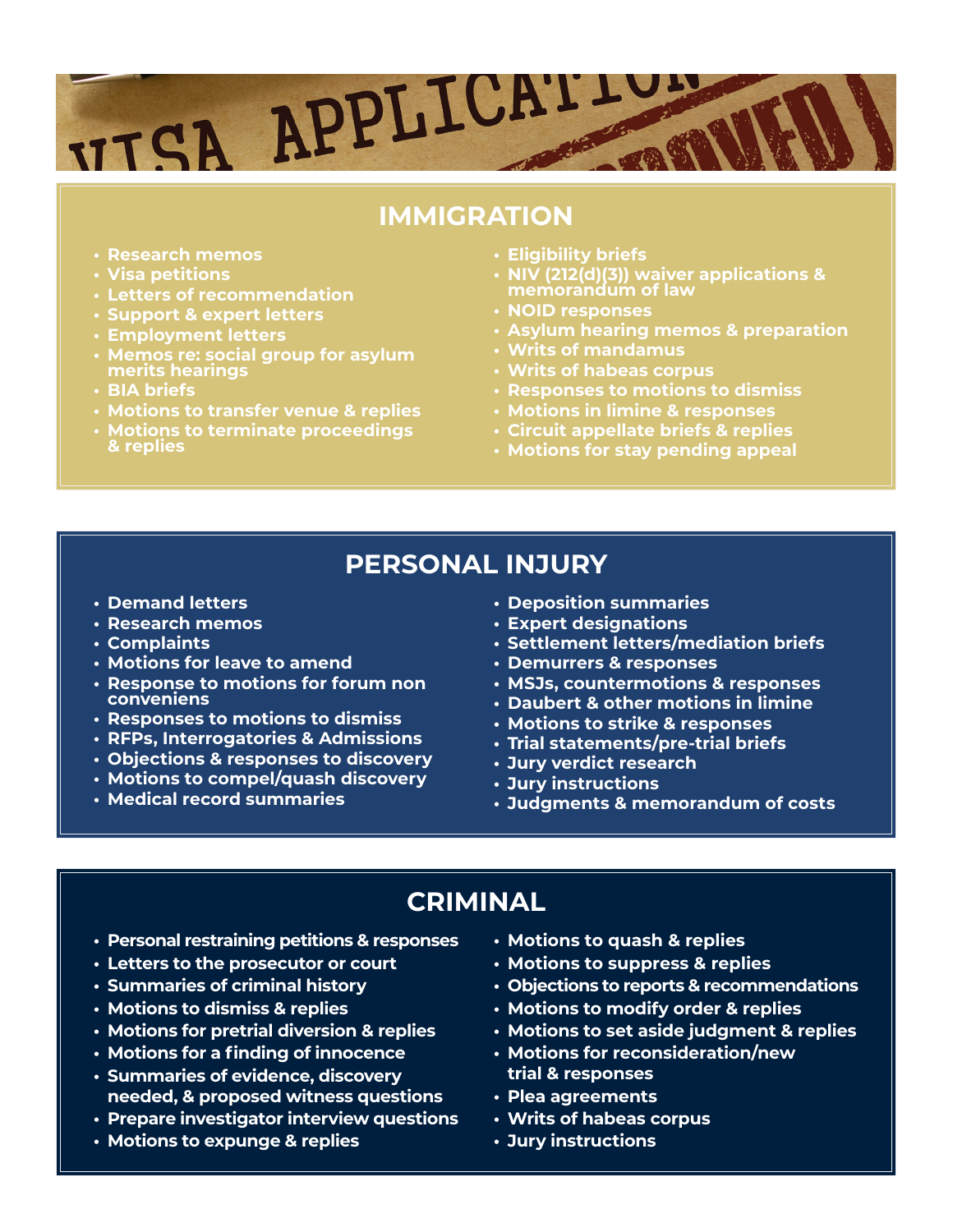## IMMIGRATION

- Research memos
- Visa petitions
- Letters of recommendation
- Support & expert letters
- Employment letters
- Memos re: social group for asylum merits hearings
- BIA briefs
- Motions to transfer venue & replies
- Motions to terminate proceedings & replies
- Eligibility briefs
- NIV (212(d)(3)) waiver applications & memorandum of law
- NOID responses
- Asylum hearing memos & preparation
- Writs of mandamus
- Writs of habeas corpus
- Responses to motions to dismiss
- Motions in limine & responses
- Circuit appellate briefs & replies
- Motions for stay pending appeal

## PERSONAL INJURY

- Demand letters
- Research memos
- Complaints
- Motions for leave to amend
- Response to motions for forum non conveniens
- Responses to motions to dismiss
- RFPs, Interrogatories & Admissions
- Objections & responses to discovery
- Motions to compel/quash discovery
- Medical record summaries
- Deposition summaries
- Expert designations
- Settlement letters/mediation briefs
- Demurrers & responses
- MSJs, countermotions & responses
- Daubert & other motions in limine
- Motions to strike & responses
- Trial statements/pre-trial briefs
- Jury verdict research
- Jury instructions
- Judgments & memorandum of costs

## CRIMINAL

- Personal restraining petitions & responses
- Letters to the prosecutor or court
- Summaries of criminal history
- Motions to dismiss & replies
- Motions for pretrial diversion & replies
- Motions for a finding of innocence
- Summaries of evidence, discovery needed, & proposed witness questions
- Prepare investigator interview questions
- Motions to expunge & replies
- Motions to quash & replies
- Motions to suppress & replies
- Objections to reports & recommendations
- Motions to modify order & replies
- Motions to set aside judgment & replies
- Motions for reconsideration/new trial & responses
- Plea agreements
- Writs of habeas corpus
- Jury instructions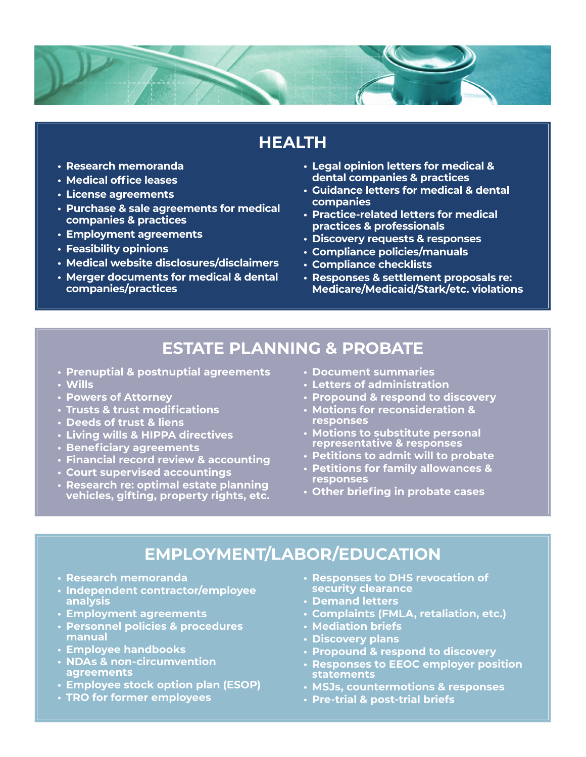## HEALTH

- Research memoranda
- Medical office leases
- License agreements
- Purchase & sale agreements for medical companies & practices
- Employment agreements
- Feasibility opinions
- Medical website disclosures/disclaimers
- Merger documents for medical & dental companies/practices
- Legal opinion letters for medical & dental companies & practices
- Guidance letters for medical & dental companies
- Practice-related letters for medical practices & professionals
- Discovery requests & responses
- Compliance policies/manuals
- Compliance checklists
- Responses & settlement proposals re: Medicare/Medicaid/Stark/etc. violations

## ESTATE PLANNING & PROBATE

- Prenuptial & postnuptial agreements
- Wills
- Powers of Attorney
- Trusts & trust modifications
- Deeds of trust & liens
- Living wills & HIPPA directives
- Beneficiary agreements
- Financial record review & accounting
- Court supervised accountings
- Research re: optimal estate planning vehicles, gifting, property rights, etc.
- Document summaries
- Letters of administration
- Propound & respond to discovery
- Motions for reconsideration & responses
- Motions to substitute personal representative & responses
- Petitions to admit will to probate
- Petitions for family allowances & responses
- Other briefing in probate cases

## EMPLOYMENT/LABOR/EDUCATION

- Research memoranda
- Independent contractor/employee analysis
- Employment agreements
- Personnel policies & procedures manual
- Employee handbooks
- NDAs & non-circumvention agreements
- Employee stock option plan (ESOP)
- TRO for former employees
- Responses to DHS revocation of security clearance
- Demand letters
- Complaints (FMLA, retaliation, etc.)
- Mediation briefs
- Discovery plans
- Propound & respond to discovery
- Responses to EEOC employer position statements
- MSJs, countermotions & responses
- Pre-trial & post-trial briefs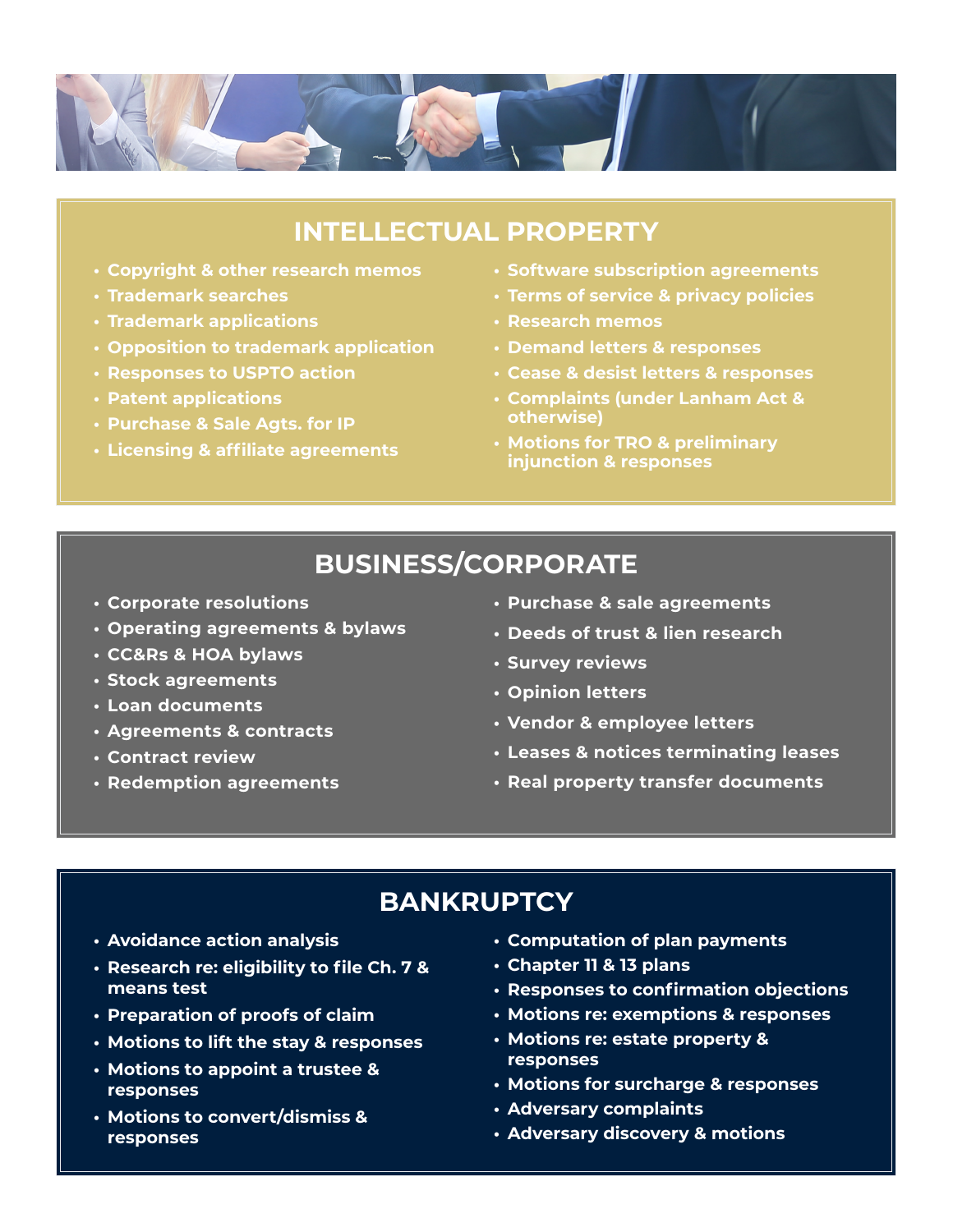## INTELLECTUAL PROPERTY

- Copyright & other research memos
- Trademark searches
- Trademark applications
- Opposition to trademark application
- Responses to USPTO action
- Patent applications
- Purchase & Sale Agts. for IP
- Licensing & affiliate agreements
- Software subscription agreements
- Terms of service & privacy policies
- Research memos
- Demand letters & responses
- Cease & desist letters & responses
- Complaints (under Lanham Act & otherwise)
- Motions for TRO & preliminary injunction & responses

## BUSINESS/CORPORATE

- Corporate resolutions
- Operating agreements & bylaws
- CC&Rs & HOA bylaws
- Stock agreements
- Loan documents
- Agreements & contracts
- Contract review
- Redemption agreements
- Purchase & sale agreements
- Deeds of trust & lien research
- Survey reviews
- Opinion letters
- Vendor & employee letters
- Leases & notices terminating leases
- Real property transfer documents

## BANKRUPTCY

- Avoidance action analysis
- Research re: eligibility to file Ch. 7 & means test
- Preparation of proofs of claim
- Motions to lift the stay & responses
- Motions to appoint a trustee & responses
- Motions to convert/dismiss & responses
- Computation of plan payments
- Chapter 11 & 13 plans
- Responses to confirmation objections
- Motions re: exemptions & responses
- Motions re: estate property & responses
- Motions for surcharge & responses
- Adversary complaints
- Adversary discovery & motions